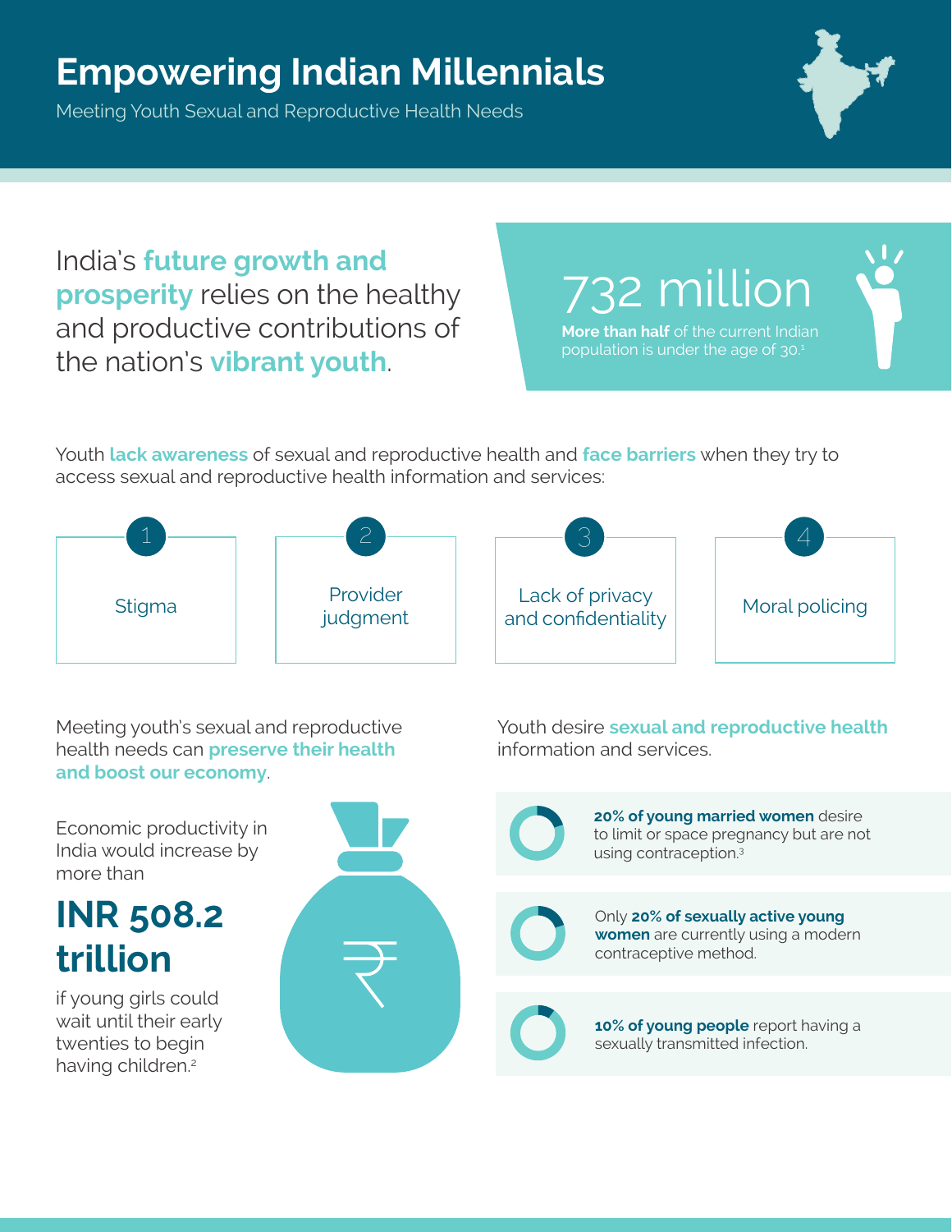# Empowering Indian Millennials

Meeting Youth Sexual and Reproductive Health Needs

India's **future growth and prosperity** relies on the healthy and productive contributions of the nation's **vibrant youth**.

## 732 million

**More than half** of the current Indian population is under the age of 30.[1]

Youth **lack awareness** of sexual and reproductive health and **face barriers** when they try to access sexual and reproductive health information and services:

1. Stigma
2. Provider judgment
3. Lack of privacy and confidentiality
4. Moral policing

Meeting youth's sexual and reproductive health needs can **preserve their health and boost our economy**.

Economic productivity in India would increase by more than

## INR 508.2 trillion

if young girls could wait until their early twenties to begin having children.[2]

Youth desire **sexual and reproductive health** information and services.

- **20% of young married women** desire to limit or space pregnancy but are not using contraception.[3]
- Only **20% of sexually active young women** are currently using a modern contraceptive method.
- **10% of young people** report having a sexually transmitted infection.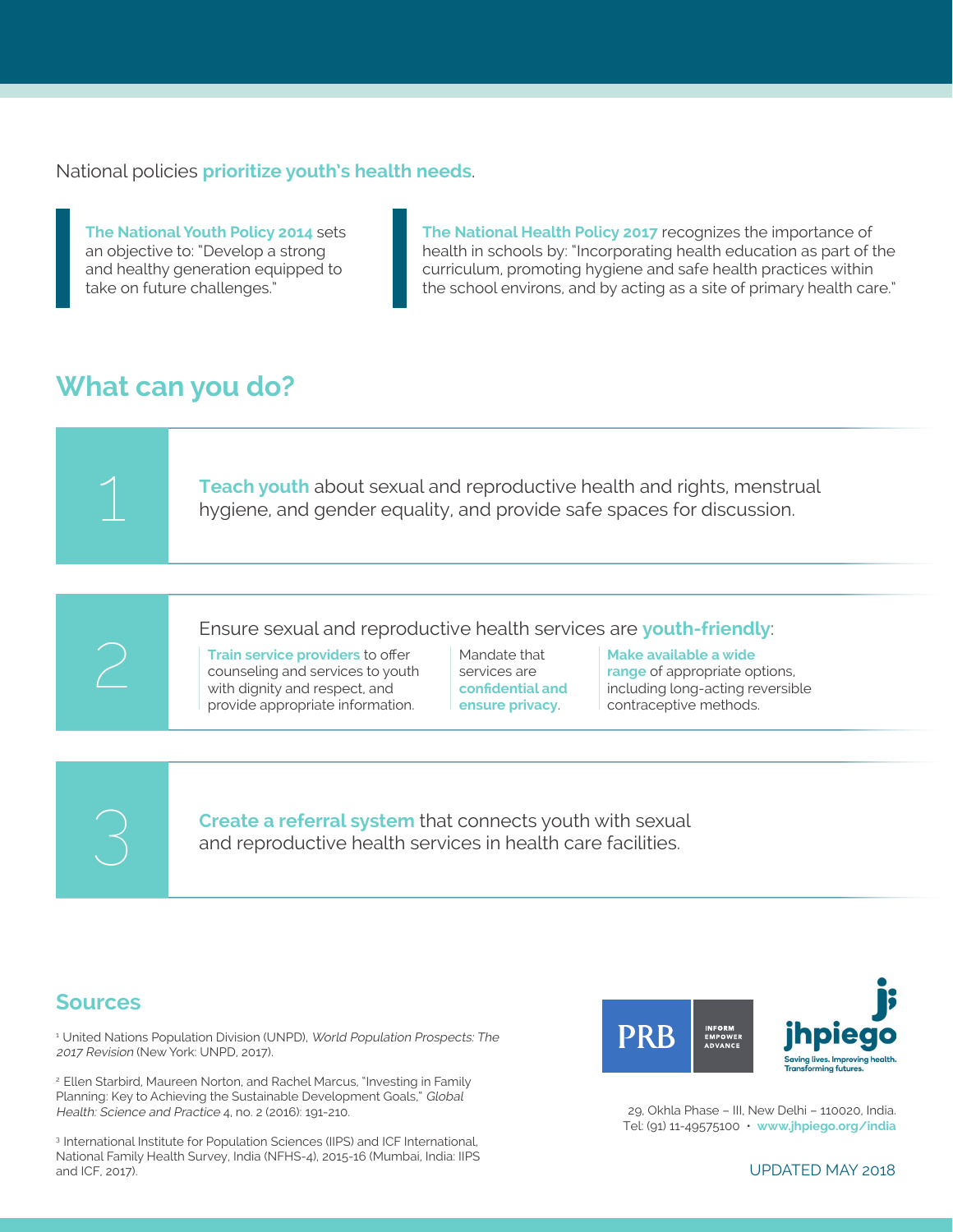National policies **prioritize youth's health needs**.

**The National Youth Policy 2014** sets an objective to: "Develop a strong and healthy generation equipped to take on future challenges."

**The National Health Policy 2017** recognizes the importance of health in schools by: "Incorporating health education as part of the curriculum, promoting hygiene and safe health practices within the school environs, and by acting as a site of primary health care."

## What can you do?

1. **Teach youth** about sexual and reproductive health and rights, menstrual hygiene, and gender equality, and provide safe spaces for discussion.

2. Ensure sexual and reproductive health services are **youth-friendly**:
   - **Train service providers** to offer counseling and services to youth with dignity and respect, and provide appropriate information.
   - Mandate that services are **confidential and ensure privacy**.
   - **Make available a wide range** of appropriate options, including long-acting reversible contraceptive methods.

3. **Create a referral system** that connects youth with sexual and reproductive health services in health care facilities.

## Sources

[1] United Nations Population Division (UNPD), *World Population Prospects: The 2017 Revision* (New York: UNPD, 2017).

[2] Ellen Starbird, Maureen Norton, and Rachel Marcus, "Investing in Family Planning: Key to Achieving the Sustainable Development Goals," *Global Health: Science and Practice* 4, no. 2 (2016): 191-210.

[3] International Institute for Population Sciences (IIPS) and ICF International, National Family Health Survey, India (NFHS-4), 2015-16 (Mumbai, India: IIPS and ICF, 2017).

PRB INFORM EMPOWER ADVANCE

jhpiego Saving lives. Improving health. Transforming futures.

29, Okhla Phase – III, New Delhi – 110020, India.
Tel: (91) 11-49575100 • www.jhpiego.org/india

UPDATED MAY 2018